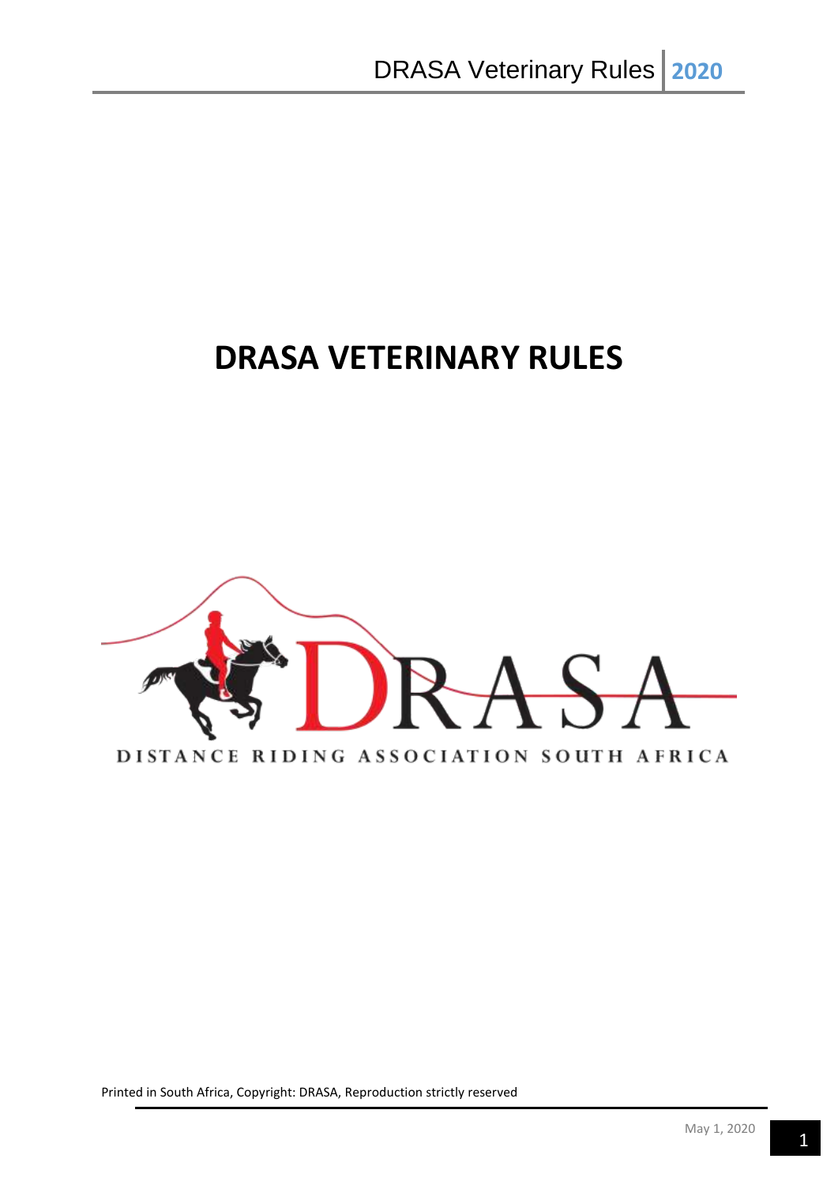# DRASA VETERINARY RULES

DISTANCE RIDING ASSOCIATION SOUTH AFRICA

Printed in South Africa, Copyright: DRASA, Reproduction strictly reserved

May 1, 2020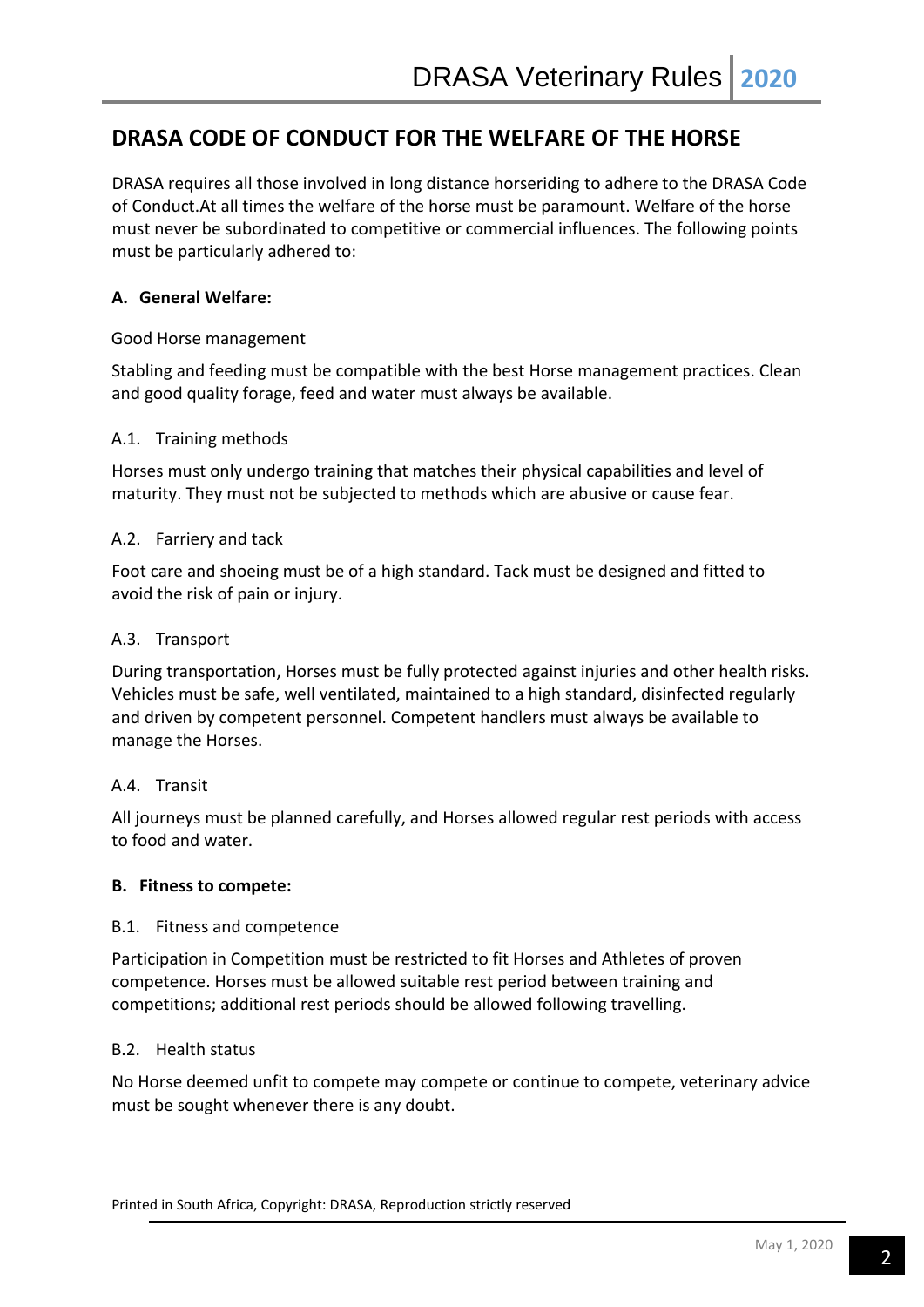## DRASA CODE OF CONDUCT FOR THE WELFARE OF THE HORSE

DRASA requires all those involved in long distance horseriding to adhere to the DRASA Code of Conduct.At all times the welfare of the horse must be paramount. Welfare of the horse must never be subordinated to competitive or commercial influences. The following points must be particularly adhered to:

### A. General Welfare:

Good Horse management

Stabling and feeding must be compatible with the best Horse management practices. Clean and good quality forage, feed and water must always be available.

A.1. Training methods

Horses must only undergo training that matches their physical capabilities and level of maturity. They must not be subjected to methods which are abusive or cause fear.

A.2. Farriery and tack

Foot care and shoeing must be of a high standard. Tack must be designed and fitted to avoid the risk of pain or injury.

A.3. Transport

During transportation, Horses must be fully protected against injuries and other health risks. Vehicles must be safe, well ventilated, maintained to a high standard, disinfected regularly and driven by competent personnel. Competent handlers must always be available to manage the Horses.

A.4. Transit

All journeys must be planned carefully, and Horses allowed regular rest periods with access to food and water.

### B. Fitness to compete:

B.1. Fitness and competence

Participation in Competition must be restricted to fit Horses and Athletes of proven competence. Horses must be allowed suitable rest period between training and competitions; additional rest periods should be allowed following travelling.

B.2. Health status

No Horse deemed unfit to compete may compete or continue to compete, veterinary advice must be sought whenever there is any doubt.

Printed in South Africa, Copyright: DRASA, Reproduction strictly reserved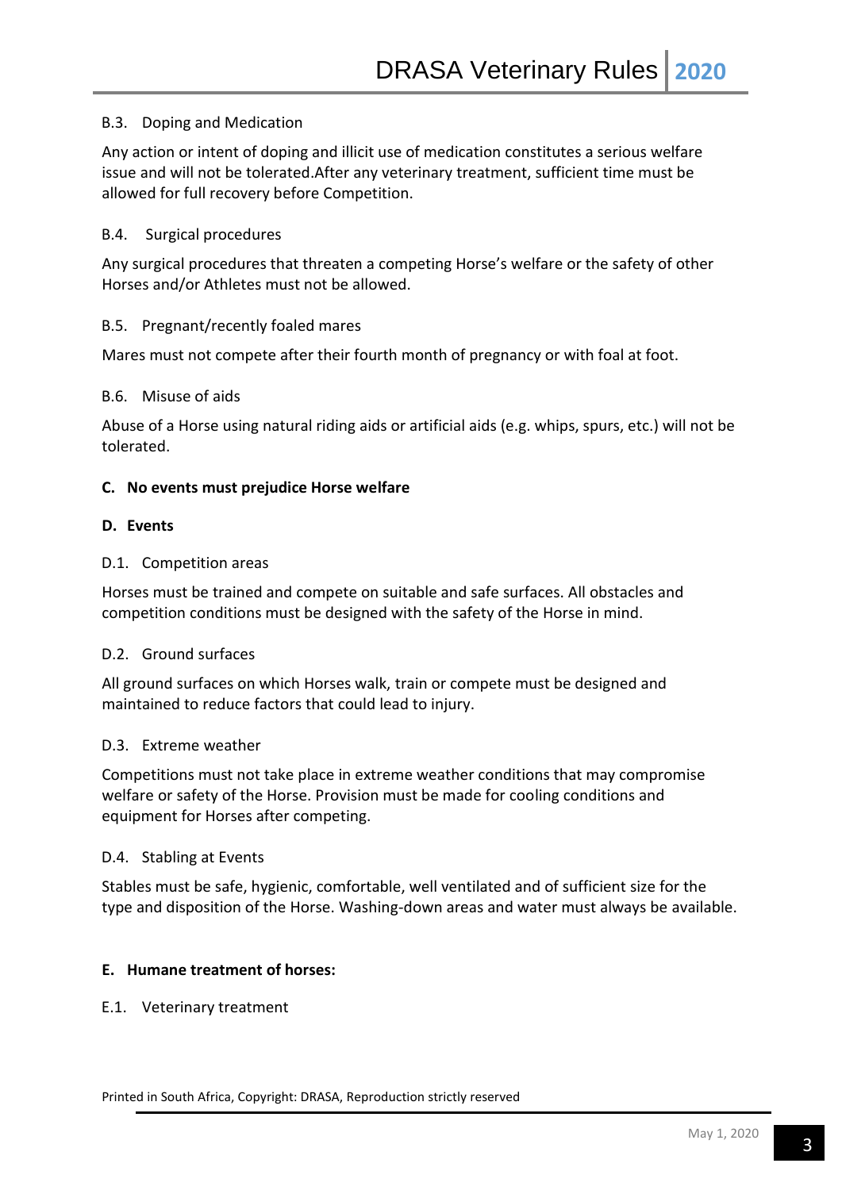B.3. Doping and Medication

Any action or intent of doping and illicit use of medication constitutes a serious welfare issue and will not be tolerated.After any veterinary treatment, sufficient time must be allowed for full recovery before Competition.

B.4. Surgical procedures

Any surgical procedures that threaten a competing Horse's welfare or the safety of other Horses and/or Athletes must not be allowed.

B.5. Pregnant/recently foaled mares

Mares must not compete after their fourth month of pregnancy or with foal at foot.

B.6. Misuse of aids

Abuse of a Horse using natural riding aids or artificial aids (e.g. whips, spurs, etc.) will not be tolerated.

**C. No events must prejudice Horse welfare**

**D. Events**

D.1. Competition areas

Horses must be trained and compete on suitable and safe surfaces. All obstacles and competition conditions must be designed with the safety of the Horse in mind.

D.2. Ground surfaces

All ground surfaces on which Horses walk, train or compete must be designed and maintained to reduce factors that could lead to injury.

D.3. Extreme weather

Competitions must not take place in extreme weather conditions that may compromise welfare or safety of the Horse. Provision must be made for cooling conditions and equipment for Horses after competing.

D.4. Stabling at Events

Stables must be safe, hygienic, comfortable, well ventilated and of sufficient size for the type and disposition of the Horse. Washing-down areas and water must always be available.

**E. Humane treatment of horses:**

E.1. Veterinary treatment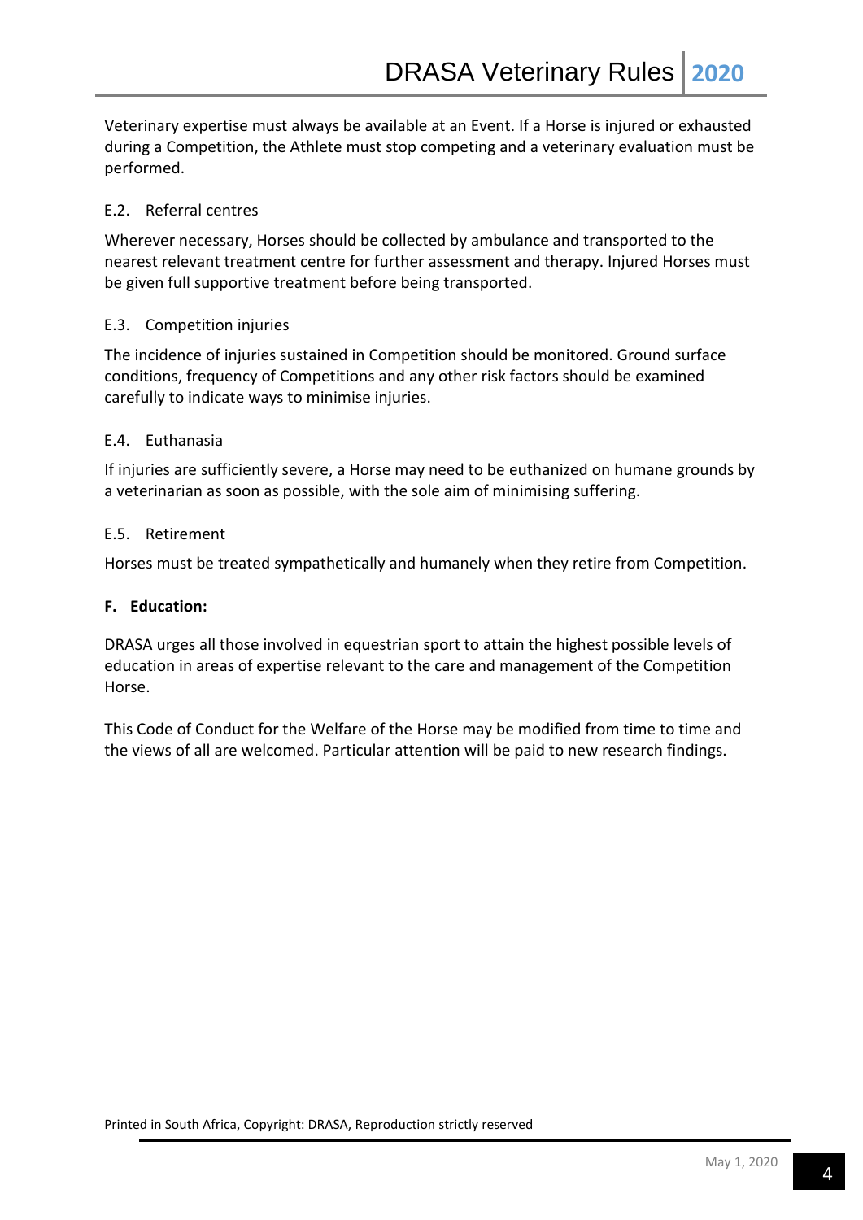Veterinary expertise must always be available at an Event. If a Horse is injured or exhausted during a Competition, the Athlete must stop competing and a veterinary evaluation must be performed.

### E.2. Referral centres

Wherever necessary, Horses should be collected by ambulance and transported to the nearest relevant treatment centre for further assessment and therapy. Injured Horses must be given full supportive treatment before being transported.

### E.3. Competition injuries

The incidence of injuries sustained in Competition should be monitored. Ground surface conditions, frequency of Competitions and any other risk factors should be examined carefully to indicate ways to minimise injuries.

### E.4. Euthanasia

If injuries are sufficiently severe, a Horse may need to be euthanized on humane grounds by a veterinarian as soon as possible, with the sole aim of minimising suffering.

### E.5. Retirement

Horses must be treated sympathetically and humanely when they retire from Competition.

## F. Education:

DRASA urges all those involved in equestrian sport to attain the highest possible levels of education in areas of expertise relevant to the care and management of the Competition Horse.

This Code of Conduct for the Welfare of the Horse may be modified from time to time and the views of all are welcomed. Particular attention will be paid to new research findings.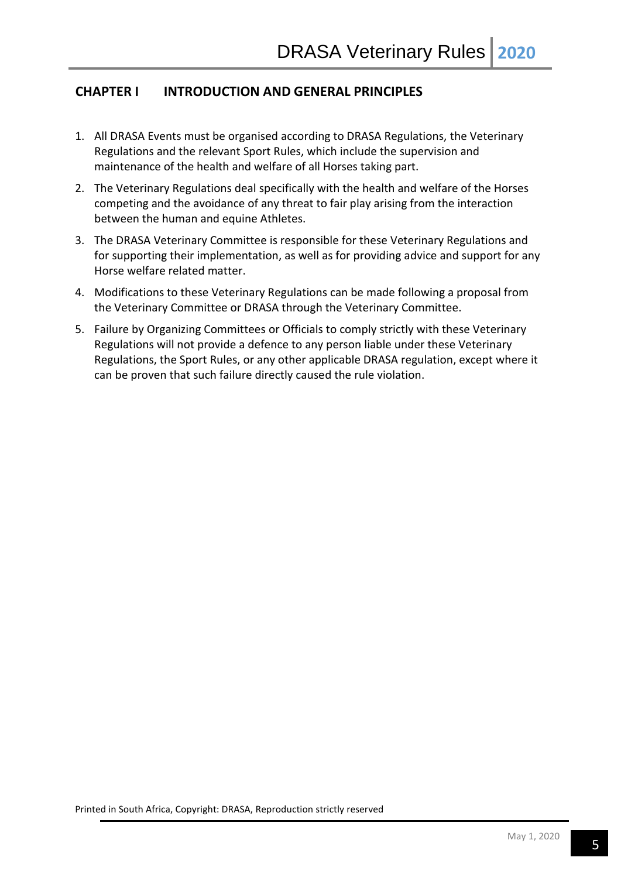## CHAPTER I INTRODUCTION AND GENERAL PRINCIPLES

1. All DRASA Events must be organised according to DRASA Regulations, the Veterinary Regulations and the relevant Sport Rules, which include the supervision and maintenance of the health and welfare of all Horses taking part.
2. The Veterinary Regulations deal specifically with the health and welfare of the Horses competing and the avoidance of any threat to fair play arising from the interaction between the human and equine Athletes.
3. The DRASA Veterinary Committee is responsible for these Veterinary Regulations and for supporting their implementation, as well as for providing advice and support for any Horse welfare related matter.
4. Modifications to these Veterinary Regulations can be made following a proposal from the Veterinary Committee or DRASA through the Veterinary Committee.
5. Failure by Organizing Committees or Officials to comply strictly with these Veterinary Regulations will not provide a defence to any person liable under these Veterinary Regulations, the Sport Rules, or any other applicable DRASA regulation, except where it can be proven that such failure directly caused the rule violation.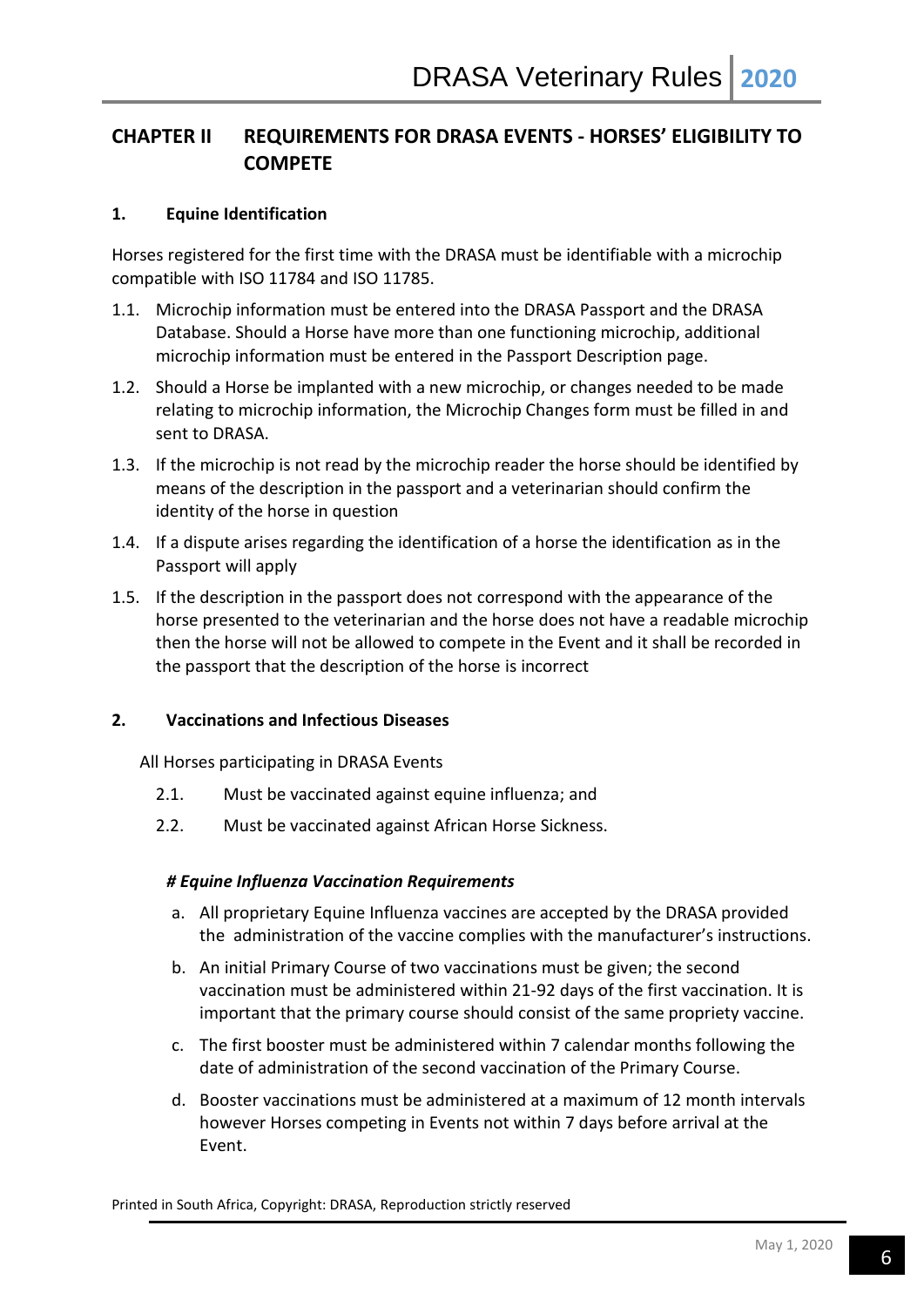## CHAPTER II REQUIREMENTS FOR DRASA EVENTS - HORSES' ELIGIBILITY TO COMPETE

### 1. Equine Identification

Horses registered for the first time with the DRASA must be identifiable with a microchip compatible with ISO 11784 and ISO 11785.

1.1. Microchip information must be entered into the DRASA Passport and the DRASA Database. Should a Horse have more than one functioning microchip, additional microchip information must be entered in the Passport Description page.

1.2. Should a Horse be implanted with a new microchip, or changes needed to be made relating to microchip information, the Microchip Changes form must be filled in and sent to DRASA.

1.3. If the microchip is not read by the microchip reader the horse should be identified by means of the description in the passport and a veterinarian should confirm the identity of the horse in question

1.4. If a dispute arises regarding the identification of a horse the identification as in the Passport will apply

1.5. If the description in the passport does not correspond with the appearance of the horse presented to the veterinarian and the horse does not have a readable microchip then the horse will not be allowed to compete in the Event and it shall be recorded in the passport that the description of the horse is incorrect

### 2. Vaccinations and Infectious Diseases

All Horses participating in DRASA Events

2.1. Must be vaccinated against equine influenza; and

2.2. Must be vaccinated against African Horse Sickness.

***# Equine Influenza Vaccination Requirements***

a. All proprietary Equine Influenza vaccines are accepted by the DRASA provided the administration of the vaccine complies with the manufacturer's instructions.

b. An initial Primary Course of two vaccinations must be given; the second vaccination must be administered within 21-92 days of the first vaccination. It is important that the primary course should consist of the same propriety vaccine.

c. The first booster must be administered within 7 calendar months following the date of administration of the second vaccination of the Primary Course.

d. Booster vaccinations must be administered at a maximum of 12 month intervals however Horses competing in Events not within 7 days before arrival at the Event.

Printed in South Africa, Copyright: DRASA, Reproduction strictly reserved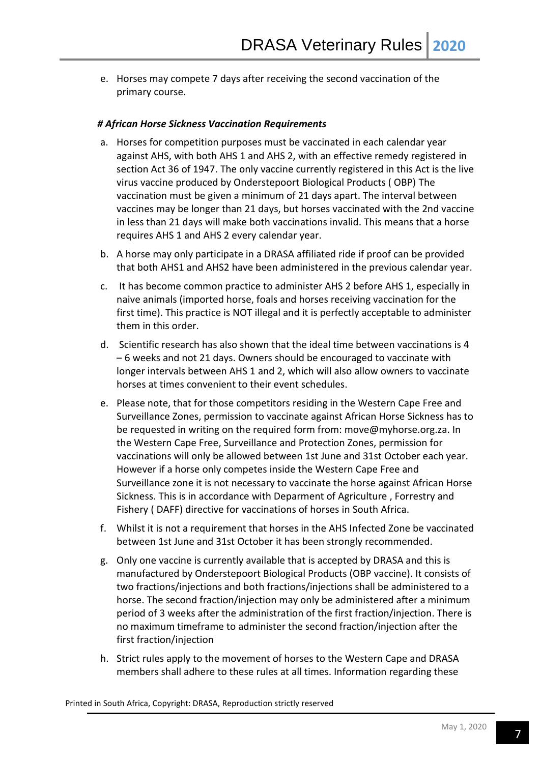e. Horses may compete 7 days after receiving the second vaccination of the primary course.

***# African Horse Sickness Vaccination Requirements***

a. Horses for competition purposes must be vaccinated in each calendar year against AHS, with both AHS 1 and AHS 2, with an effective remedy registered in section Act 36 of 1947. The only vaccine currently registered in this Act is the live virus vaccine produced by Onderstepoort Biological Products ( OBP) The vaccination must be given a minimum of 21 days apart. The interval between vaccines may be longer than 21 days, but horses vaccinated with the 2nd vaccine in less than 21 days will make both vaccinations invalid. This means that a horse requires AHS 1 and AHS 2 every calendar year.

b. A horse may only participate in a DRASA affiliated ride if proof can be provided that both AHS1 and AHS2 have been administered in the previous calendar year.

c. It has become common practice to administer AHS 2 before AHS 1, especially in naive animals (imported horse, foals and horses receiving vaccination for the first time). This practice is NOT illegal and it is perfectly acceptable to administer them in this order.

d. Scientific research has also shown that the ideal time between vaccinations is 4 – 6 weeks and not 21 days. Owners should be encouraged to vaccinate with longer intervals between AHS 1 and 2, which will also allow owners to vaccinate horses at times convenient to their event schedules.

e. Please note, that for those competitors residing in the Western Cape Free and Surveillance Zones, permission to vaccinate against African Horse Sickness has to be requested in writing on the required form from: move@myhorse.org.za. In the Western Cape Free, Surveillance and Protection Zones, permission for vaccinations will only be allowed between 1st June and 31st October each year. However if a horse only competes inside the Western Cape Free and Surveillance zone it is not necessary to vaccinate the horse against African Horse Sickness. This is in accordance with Deparment of Agriculture , Forrestry and Fishery ( DAFF) directive for vaccinations of horses in South Africa.

f. Whilst it is not a requirement that horses in the AHS Infected Zone be vaccinated between 1st June and 31st October it has been strongly recommended.

g. Only one vaccine is currently available that is accepted by DRASA and this is manufactured by Onderstepoort Biological Products (OBP vaccine). It consists of two fractions/injections and both fractions/injections shall be administered to a horse. The second fraction/injection may only be administered after a minimum period of 3 weeks after the administration of the first fraction/injection. There is no maximum timeframe to administer the second fraction/injection after the first fraction/injection

h. Strict rules apply to the movement of horses to the Western Cape and DRASA members shall adhere to these rules at all times. Information regarding these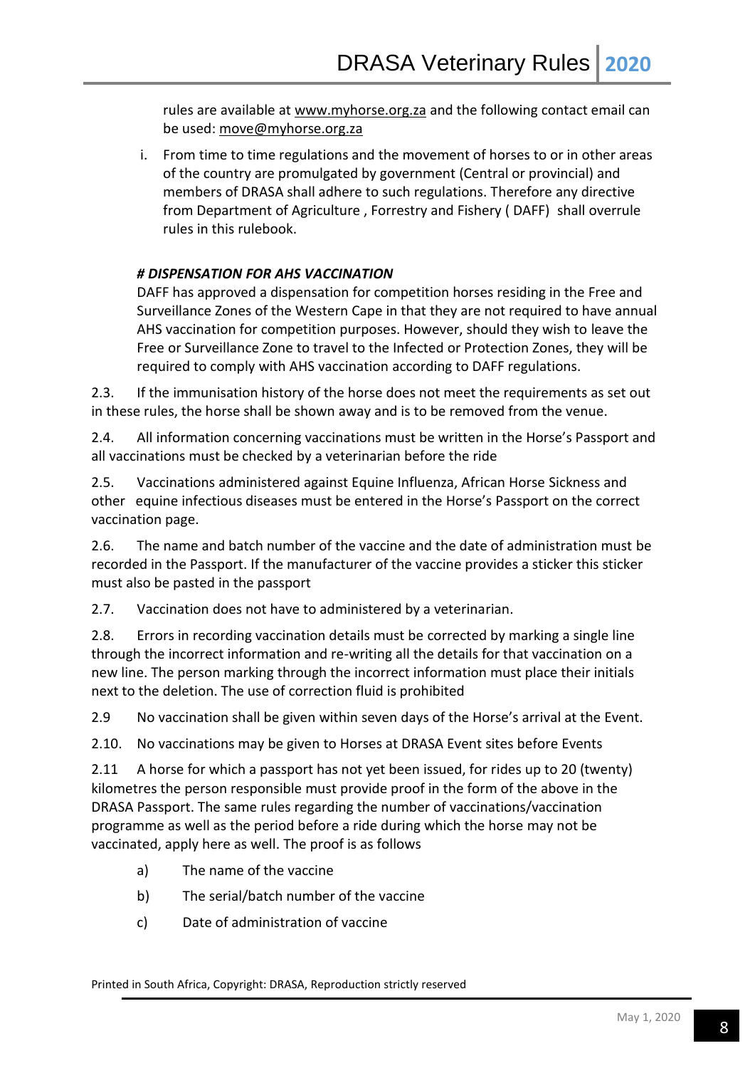rules are available at www.myhorse.org.za and the following contact email can be used: move@myhorse.org.za

i. From time to time regulations and the movement of horses to or in other areas of the country are promulgated by government (Central or provincial) and members of DRASA shall adhere to such regulations. Therefore any directive from Department of Agriculture , Forrestry and Fishery ( DAFF) shall overrule rules in this rulebook.

***# DISPENSATION FOR AHS VACCINATION***

DAFF has approved a dispensation for competition horses residing in the Free and Surveillance Zones of the Western Cape in that they are not required to have annual AHS vaccination for competition purposes. However, should they wish to leave the Free or Surveillance Zone to travel to the Infected or Protection Zones, they will be required to comply with AHS vaccination according to DAFF regulations.

2.3. If the immunisation history of the horse does not meet the requirements as set out in these rules, the horse shall be shown away and is to be removed from the venue.

2.4. All information concerning vaccinations must be written in the Horse's Passport and all vaccinations must be checked by a veterinarian before the ride

2.5. Vaccinations administered against Equine Influenza, African Horse Sickness and other equine infectious diseases must be entered in the Horse's Passport on the correct vaccination page.

2.6. The name and batch number of the vaccine and the date of administration must be recorded in the Passport. If the manufacturer of the vaccine provides a sticker this sticker must also be pasted in the passport

2.7. Vaccination does not have to administered by a veterinarian.

2.8. Errors in recording vaccination details must be corrected by marking a single line through the incorrect information and re-writing all the details for that vaccination on a new line. The person marking through the incorrect information must place their initials next to the deletion. The use of correction fluid is prohibited

2.9 No vaccination shall be given within seven days of the Horse's arrival at the Event.

2.10. No vaccinations may be given to Horses at DRASA Event sites before Events

2.11 A horse for which a passport has not yet been issued, for rides up to 20 (twenty) kilometres the person responsible must provide proof in the form of the above in the DRASA Passport. The same rules regarding the number of vaccinations/vaccination programme as well as the period before a ride during which the horse may not be vaccinated, apply here as well. The proof is as follows

a) The name of the vaccine

b) The serial/batch number of the vaccine

c) Date of administration of vaccine

Printed in South Africa, Copyright: DRASA, Reproduction strictly reserved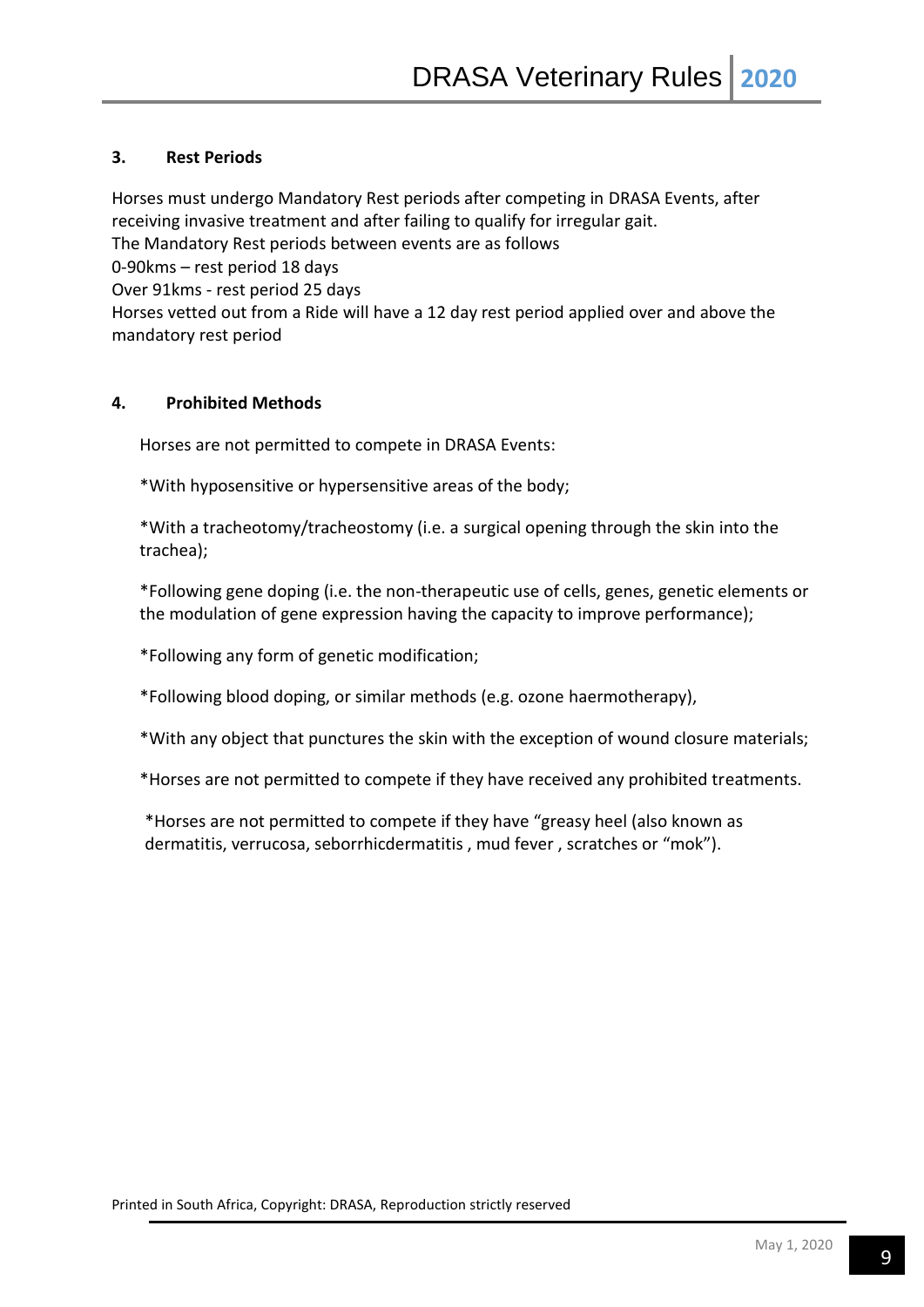## 3. Rest Periods

Horses must undergo Mandatory Rest periods after competing in DRASA Events, after receiving invasive treatment and after failing to qualify for irregular gait.
The Mandatory Rest periods between events are as follows
0-90kms – rest period 18 days
Over 91kms - rest period 25 days
Horses vetted out from a Ride will have a 12 day rest period applied over and above the mandatory rest period

## 4. Prohibited Methods

Horses are not permitted to compete in DRASA Events:

*With hyposensitive or hypersensitive areas of the body;

*With a tracheotomy/tracheostomy (i.e. a surgical opening through the skin into the trachea);

*Following gene doping (i.e. the non-therapeutic use of cells, genes, genetic elements or the modulation of gene expression having the capacity to improve performance);

*Following any form of genetic modification;

*Following blood doping, or similar methods (e.g. ozone haermotherapy),

*With any object that punctures the skin with the exception of wound closure materials;

*Horses are not permitted to compete if they have received any prohibited treatments.

*Horses are not permitted to compete if they have "greasy heel (also known as dermatitis, verrucosa, seborrhicdermatitis , mud fever , scratches or "mok").

Printed in South Africa, Copyright: DRASA, Reproduction strictly reserved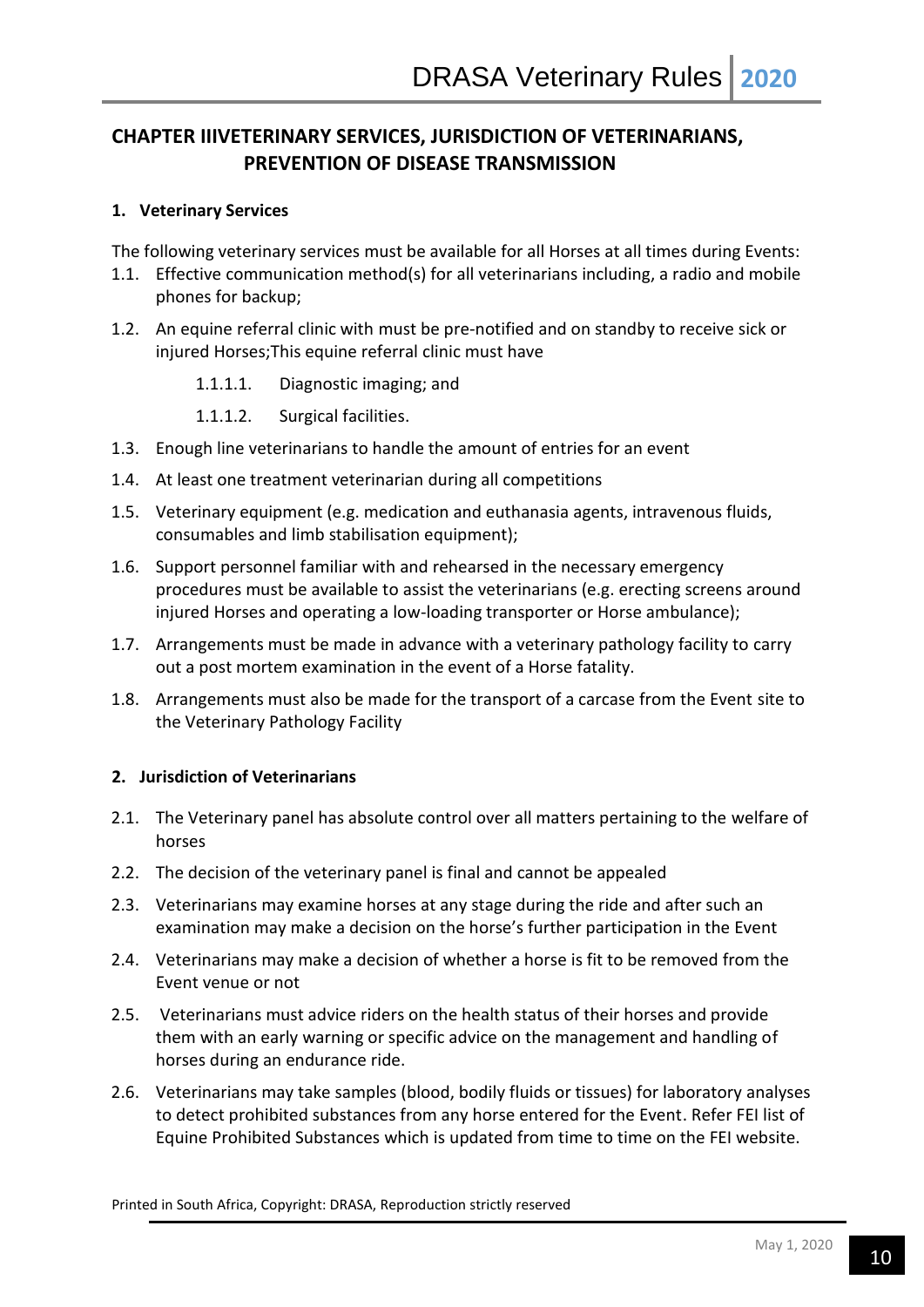## CHAPTER IIIVETERINARY SERVICES, JURISDICTION OF VETERINARIANS, PREVENTION OF DISEASE TRANSMISSION

### 1. Veterinary Services

The following veterinary services must be available for all Horses at all times during Events:

1.1. Effective communication method(s) for all veterinarians including, a radio and mobile phones for backup;

1.2. An equine referral clinic with must be pre-notified and on standby to receive sick or injured Horses;This equine referral clinic must have

> 1.1.1.1. Diagnostic imaging; and
>
> 1.1.1.2. Surgical facilities.

1.3. Enough line veterinarians to handle the amount of entries for an event

1.4. At least one treatment veterinarian during all competitions

1.5. Veterinary equipment (e.g. medication and euthanasia agents, intravenous fluids, consumables and limb stabilisation equipment);

1.6. Support personnel familiar with and rehearsed in the necessary emergency procedures must be available to assist the veterinarians (e.g. erecting screens around injured Horses and operating a low-loading transporter or Horse ambulance);

1.7. Arrangements must be made in advance with a veterinary pathology facility to carry out a post mortem examination in the event of a Horse fatality.

1.8. Arrangements must also be made for the transport of a carcase from the Event site to the Veterinary Pathology Facility

### 2. Jurisdiction of Veterinarians

2.1. The Veterinary panel has absolute control over all matters pertaining to the welfare of horses

2.2. The decision of the veterinary panel is final and cannot be appealed

2.3. Veterinarians may examine horses at any stage during the ride and after such an examination may make a decision on the horse's further participation in the Event

2.4. Veterinarians may make a decision of whether a horse is fit to be removed from the Event venue or not

2.5. Veterinarians must advice riders on the health status of their horses and provide them with an early warning or specific advice on the management and handling of horses during an endurance ride.

2.6. Veterinarians may take samples (blood, bodily fluids or tissues) for laboratory analyses to detect prohibited substances from any horse entered for the Event. Refer FEI list of Equine Prohibited Substances which is updated from time to time on the FEI website.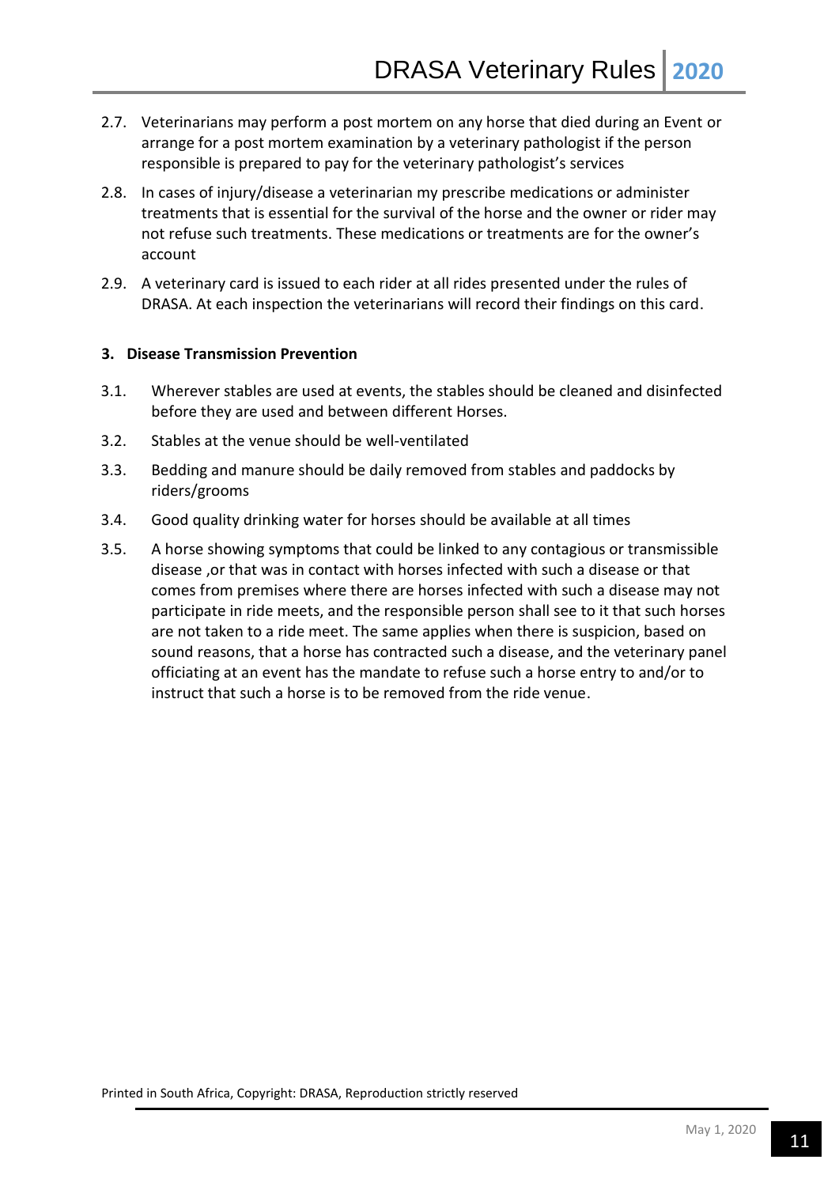2.7. Veterinarians may perform a post mortem on any horse that died during an Event or arrange for a post mortem examination by a veterinary pathologist if the person responsible is prepared to pay for the veterinary pathologist's services

2.8. In cases of injury/disease a veterinarian my prescribe medications or administer treatments that is essential for the survival of the horse and the owner or rider may not refuse such treatments. These medications or treatments are for the owner's account

2.9. A veterinary card is issued to each rider at all rides presented under the rules of DRASA. At each inspection the veterinarians will record their findings on this card.

**3. Disease Transmission Prevention**

3.1. Wherever stables are used at events, the stables should be cleaned and disinfected before they are used and between different Horses.

3.2. Stables at the venue should be well-ventilated

3.3. Bedding and manure should be daily removed from stables and paddocks by riders/grooms

3.4. Good quality drinking water for horses should be available at all times

3.5. A horse showing symptoms that could be linked to any contagious or transmissible disease ,or that was in contact with horses infected with such a disease or that comes from premises where there are horses infected with such a disease may not participate in ride meets, and the responsible person shall see to it that such horses are not taken to a ride meet. The same applies when there is suspicion, based on sound reasons, that a horse has contracted such a disease, and the veterinary panel officiating at an event has the mandate to refuse such a horse entry to and/or to instruct that such a horse is to be removed from the ride venue.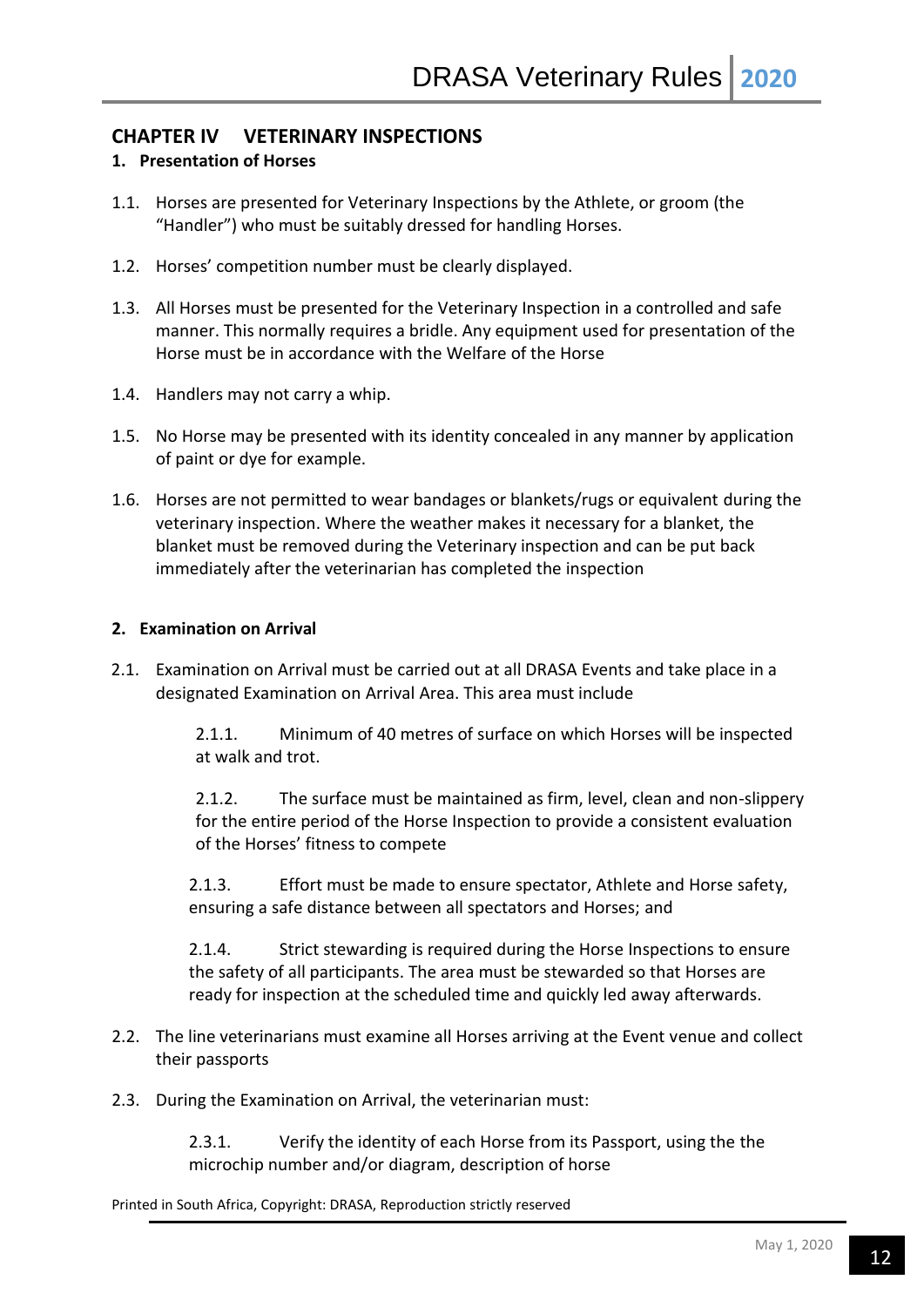## CHAPTER IV VETERINARY INSPECTIONS

### 1. Presentation of Horses

1.1. Horses are presented for Veterinary Inspections by the Athlete, or groom (the "Handler") who must be suitably dressed for handling Horses.

1.2. Horses' competition number must be clearly displayed.

1.3. All Horses must be presented for the Veterinary Inspection in a controlled and safe manner. This normally requires a bridle. Any equipment used for presentation of the Horse must be in accordance with the Welfare of the Horse

1.4. Handlers may not carry a whip.

1.5. No Horse may be presented with its identity concealed in any manner by application of paint or dye for example.

1.6. Horses are not permitted to wear bandages or blankets/rugs or equivalent during the veterinary inspection. Where the weather makes it necessary for a blanket, the blanket must be removed during the Veterinary inspection and can be put back immediately after the veterinarian has completed the inspection

### 2. Examination on Arrival

2.1. Examination on Arrival must be carried out at all DRASA Events and take place in a designated Examination on Arrival Area. This area must include

2.1.1. Minimum of 40 metres of surface on which Horses will be inspected at walk and trot.

2.1.2. The surface must be maintained as firm, level, clean and non-slippery for the entire period of the Horse Inspection to provide a consistent evaluation of the Horses' fitness to compete

2.1.3. Effort must be made to ensure spectator, Athlete and Horse safety, ensuring a safe distance between all spectators and Horses; and

2.1.4. Strict stewarding is required during the Horse Inspections to ensure the safety of all participants. The area must be stewarded so that Horses are ready for inspection at the scheduled time and quickly led away afterwards.

2.2. The line veterinarians must examine all Horses arriving at the Event venue and collect their passports

2.3. During the Examination on Arrival, the veterinarian must:

2.3.1. Verify the identity of each Horse from its Passport, using the the microchip number and/or diagram, description of horse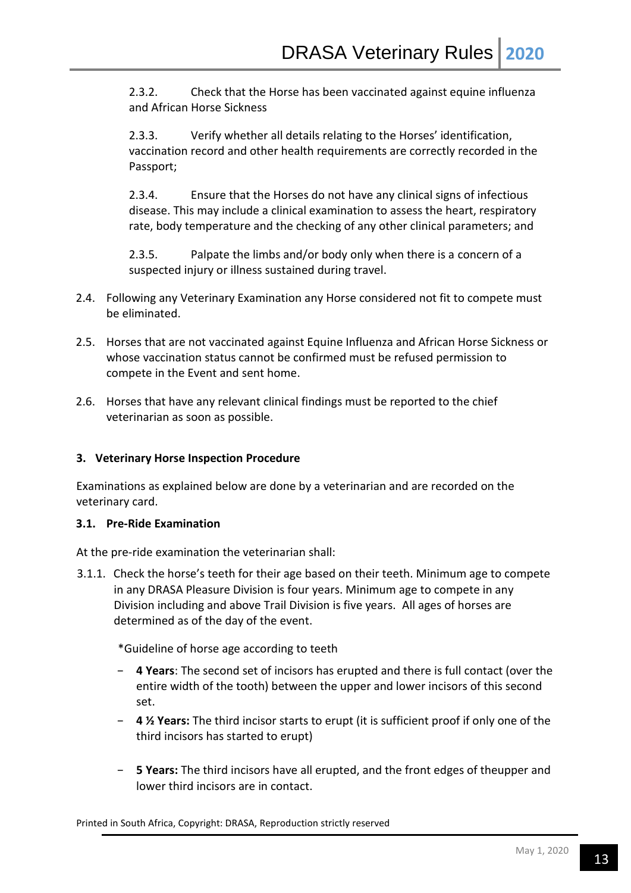2.3.2. Check that the Horse has been vaccinated against equine influenza and African Horse Sickness

2.3.3. Verify whether all details relating to the Horses' identification, vaccination record and other health requirements are correctly recorded in the Passport;

2.3.4. Ensure that the Horses do not have any clinical signs of infectious disease. This may include a clinical examination to assess the heart, respiratory rate, body temperature and the checking of any other clinical parameters; and

2.3.5. Palpate the limbs and/or body only when there is a concern of a suspected injury or illness sustained during travel.

2.4. Following any Veterinary Examination any Horse considered not fit to compete must be eliminated.

2.5. Horses that are not vaccinated against Equine Influenza and African Horse Sickness or whose vaccination status cannot be confirmed must be refused permission to compete in the Event and sent home.

2.6. Horses that have any relevant clinical findings must be reported to the chief veterinarian as soon as possible.

## 3. Veterinary Horse Inspection Procedure

Examinations as explained below are done by a veterinarian and are recorded on the veterinary card.

### 3.1. Pre-Ride Examination

At the pre-ride examination the veterinarian shall:

3.1.1. Check the horse's teeth for their age based on their teeth. Minimum age to compete in any DRASA Pleasure Division is four years. Minimum age to compete in any Division including and above Trail Division is five years. All ages of horses are determined as of the day of the event.

*Guideline of horse age according to teeth

- **4 Years**: The second set of incisors has erupted and there is full contact (over the entire width of the tooth) between the upper and lower incisors of this second set.
- **4 ½ Years:** The third incisor starts to erupt (it is sufficient proof if only one of the third incisors has started to erupt)
- **5 Years:** The third incisors have all erupted, and the front edges of theupper and lower third incisors are in contact.

Printed in South Africa, Copyright: DRASA, Reproduction strictly reserved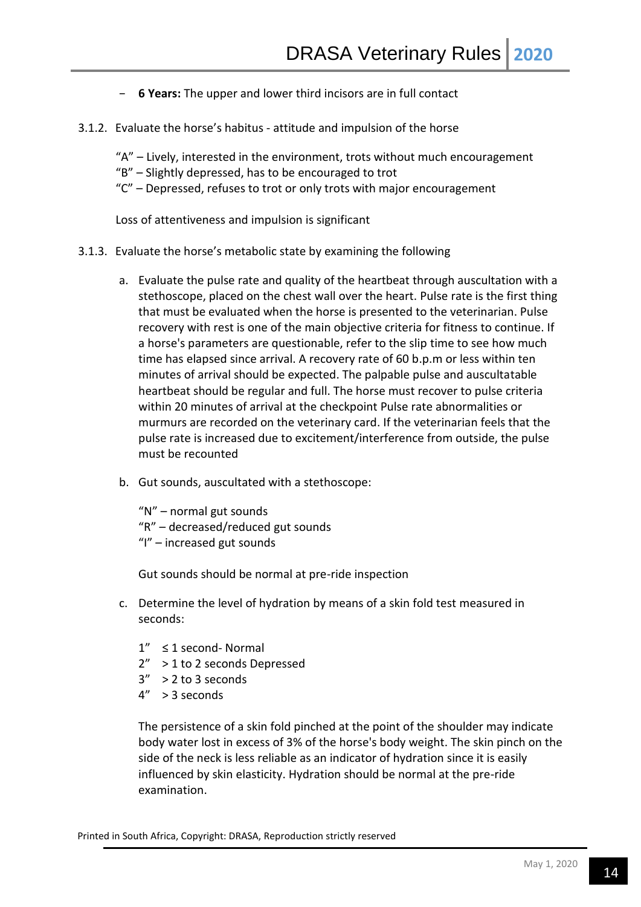- **6 Years:** The upper and lower third incisors are in full contact

3.1.2. Evaluate the horse's habitus - attitude and impulsion of the horse

"A" – Lively, interested in the environment, trots without much encouragement
"B" – Slightly depressed, has to be encouraged to trot
"C" – Depressed, refuses to trot or only trots with major encouragement

Loss of attentiveness and impulsion is significant

3.1.3. Evaluate the horse's metabolic state by examining the following

a. Evaluate the pulse rate and quality of the heartbeat through auscultation with a stethoscope, placed on the chest wall over the heart. Pulse rate is the first thing that must be evaluated when the horse is presented to the veterinarian. Pulse recovery with rest is one of the main objective criteria for fitness to continue. If a horse's parameters are questionable, refer to the slip time to see how much time has elapsed since arrival. A recovery rate of 60 b.p.m or less within ten minutes of arrival should be expected. The palpable pulse and auscultatable heartbeat should be regular and full. The horse must recover to pulse criteria within 20 minutes of arrival at the checkpoint Pulse rate abnormalities or murmurs are recorded on the veterinary card. If the veterinarian feels that the pulse rate is increased due to excitement/interference from outside, the pulse must be recounted

b. Gut sounds, auscultated with a stethoscope:

"N" – normal gut sounds
"R" – decreased/reduced gut sounds
"I" – increased gut sounds

Gut sounds should be normal at pre-ride inspection

c. Determine the level of hydration by means of a skin fold test measured in seconds:

1" ≤ 1 second- Normal
2" > 1 to 2 seconds Depressed
3" > 2 to 3 seconds
4" > 3 seconds

The persistence of a skin fold pinched at the point of the shoulder may indicate body water lost in excess of 3% of the horse's body weight. The skin pinch on the side of the neck is less reliable as an indicator of hydration since it is easily influenced by skin elasticity. Hydration should be normal at the pre-ride examination.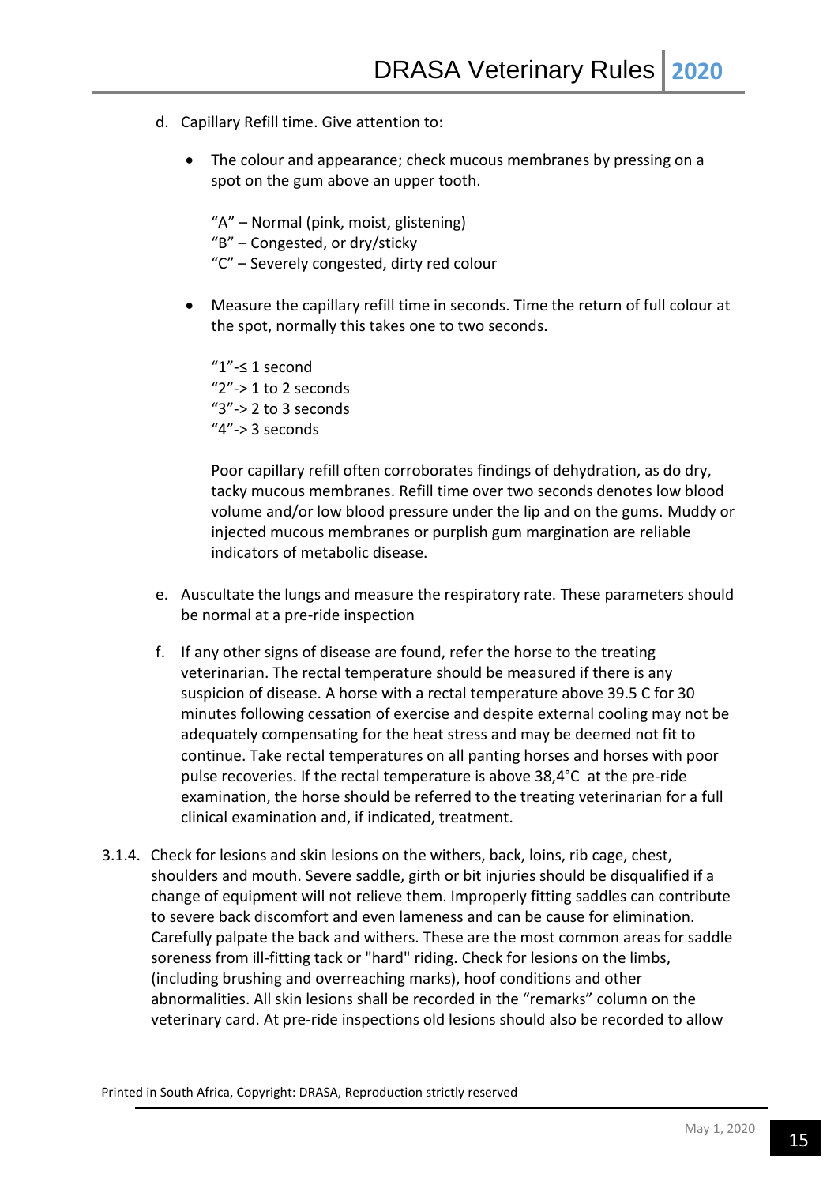d. Capillary Refill time. Give attention to:

   - The colour and appearance; check mucous membranes by pressing on a spot on the gum above an upper tooth.

     "A" – Normal (pink, moist, glistening)
     "B" – Congested, or dry/sticky
     "C" – Severely congested, dirty red colour

   - Measure the capillary refill time in seconds. Time the return of full colour at the spot, normally this takes one to two seconds.

     "1"-≤ 1 second
     "2"-> 1 to 2 seconds
     "3"-> 2 to 3 seconds
     "4"-> 3 seconds

     Poor capillary refill often corroborates findings of dehydration, as do dry, tacky mucous membranes. Refill time over two seconds denotes low blood volume and/or low blood pressure under the lip and on the gums. Muddy or injected mucous membranes or purplish gum margination are reliable indicators of metabolic disease.

e. Auscultate the lungs and measure the respiratory rate. These parameters should be normal at a pre-ride inspection

f. If any other signs of disease are found, refer the horse to the treating veterinarian. The rectal temperature should be measured if there is any suspicion of disease. A horse with a rectal temperature above 39.5 C for 30 minutes following cessation of exercise and despite external cooling may not be adequately compensating for the heat stress and may be deemed not fit to continue. Take rectal temperatures on all panting horses and horses with poor pulse recoveries. If the rectal temperature is above 38,4°C at the pre-ride examination, the horse should be referred to the treating veterinarian for a full clinical examination and, if indicated, treatment.

3.1.4. Check for lesions and skin lesions on the withers, back, loins, rib cage, chest, shoulders and mouth. Severe saddle, girth or bit injuries should be disqualified if a change of equipment will not relieve them. Improperly fitting saddles can contribute to severe back discomfort and even lameness and can be cause for elimination. Carefully palpate the back and withers. These are the most common areas for saddle soreness from ill-fitting tack or "hard" riding. Check for lesions on the limbs, (including brushing and overreaching marks), hoof conditions and other abnormalities. All skin lesions shall be recorded in the "remarks" column on the veterinary card. At pre-ride inspections old lesions should also be recorded to allow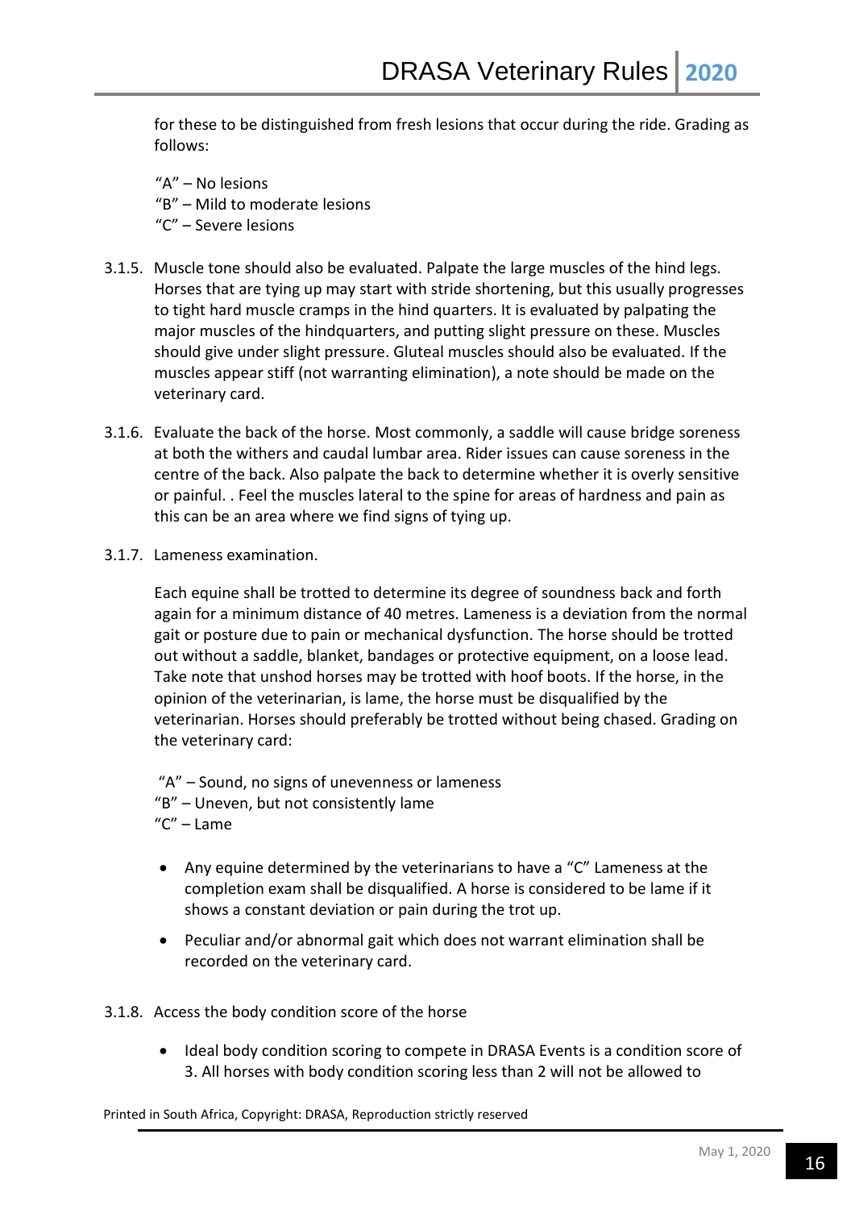for these to be distinguished from fresh lesions that occur during the ride. Grading as follows:

"A" – No lesions
"B" – Mild to moderate lesions
"C" – Severe lesions

3.1.5. Muscle tone should also be evaluated. Palpate the large muscles of the hind legs. Horses that are tying up may start with stride shortening, but this usually progresses to tight hard muscle cramps in the hind quarters. It is evaluated by palpating the major muscles of the hindquarters, and putting slight pressure on these. Muscles should give under slight pressure. Gluteal muscles should also be evaluated. If the muscles appear stiff (not warranting elimination), a note should be made on the veterinary card.

3.1.6. Evaluate the back of the horse. Most commonly, a saddle will cause bridge soreness at both the withers and caudal lumbar area. Rider issues can cause soreness in the centre of the back. Also palpate the back to determine whether it is overly sensitive or painful. . Feel the muscles lateral to the spine for areas of hardness and pain as this can be an area where we find signs of tying up.

3.1.7. Lameness examination.

Each equine shall be trotted to determine its degree of soundness back and forth again for a minimum distance of 40 metres. Lameness is a deviation from the normal gait or posture due to pain or mechanical dysfunction. The horse should be trotted out without a saddle, blanket, bandages or protective equipment, on a loose lead. Take note that unshod horses may be trotted with hoof boots. If the horse, in the opinion of the veterinarian, is lame, the horse must be disqualified by the veterinarian. Horses should preferably be trotted without being chased. Grading on the veterinary card:

"A" – Sound, no signs of unevenness or lameness
"B" – Uneven, but not consistently lame
"C" – Lame

- Any equine determined by the veterinarians to have a "C" Lameness at the completion exam shall be disqualified. A horse is considered to be lame if it shows a constant deviation or pain during the trot up.
- Peculiar and/or abnormal gait which does not warrant elimination shall be recorded on the veterinary card.

3.1.8. Access the body condition score of the horse

- Ideal body condition scoring to compete in DRASA Events is a condition score of 3. All horses with body condition scoring less than 2 will not be allowed to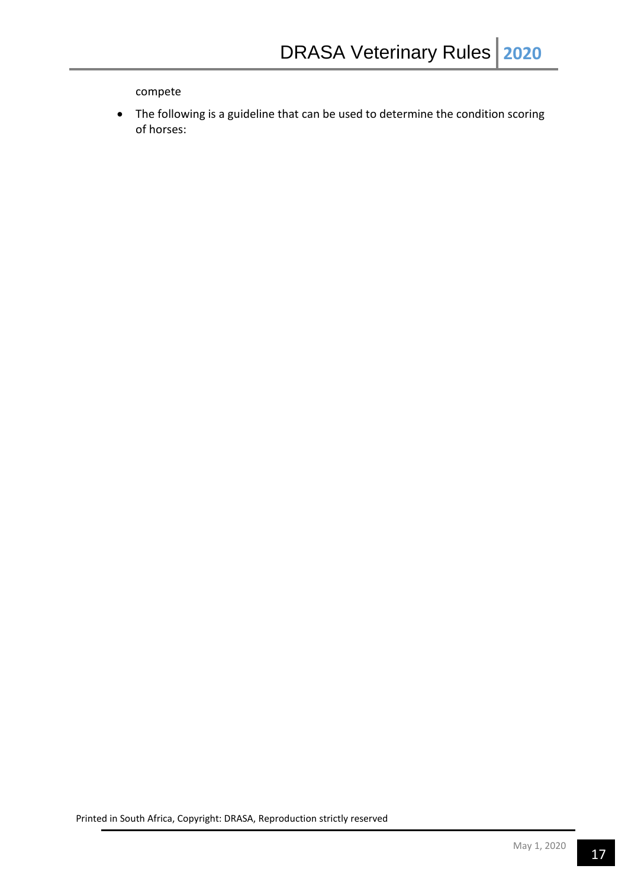compete

- The following is a guideline that can be used to determine the condition scoring of horses: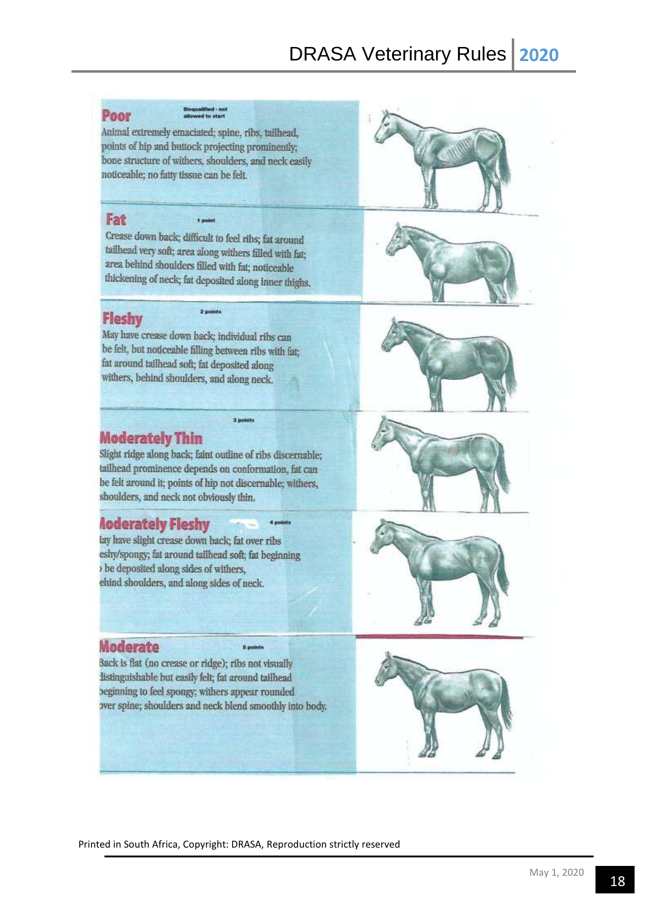### Poor

Disqualified - not allowed to start

Animal extremely emaciated; spine, ribs, tailhead, points of hip and buttock projecting prominently; bone structure of withers, shoulders, and neck easily noticeable; no fatty tissue can be felt.

### Fat

1 point

Crease down back; difficult to feel ribs; fat around tailhead very soft; area along withers filled with fat; area behind shoulders filled with fat; noticeable thickening of neck; fat deposited along inner thighs.

### Fleshy

2 points

May have crease down back; individual ribs can be felt, but noticeable filling between ribs with fat; fat around tailhead soft; fat deposited along withers, behind shoulders, and along neck.

### Moderately Thin

3 points

Slight ridge along back; faint outline of ribs discernable; tailhead prominence depends on conformation, fat can be felt around it; points of hip not discernable; withers, shoulders, and neck not obviously thin.

### Moderately Fleshy

4 points

May have slight crease down back; fat over ribs fleshy/spongy; fat around tailhead soft; fat beginning to be deposited along sides of withers, behind shoulders, and along sides of neck.

### Moderate

5 points

Back is flat (no crease or ridge); ribs not visually distinguishable but easily felt; fat around tailhead beginning to feel spongy; withers appear rounded over spine; shoulders and neck blend smoothly into body.

Printed in South Africa, Copyright: DRASA, Reproduction strictly reserved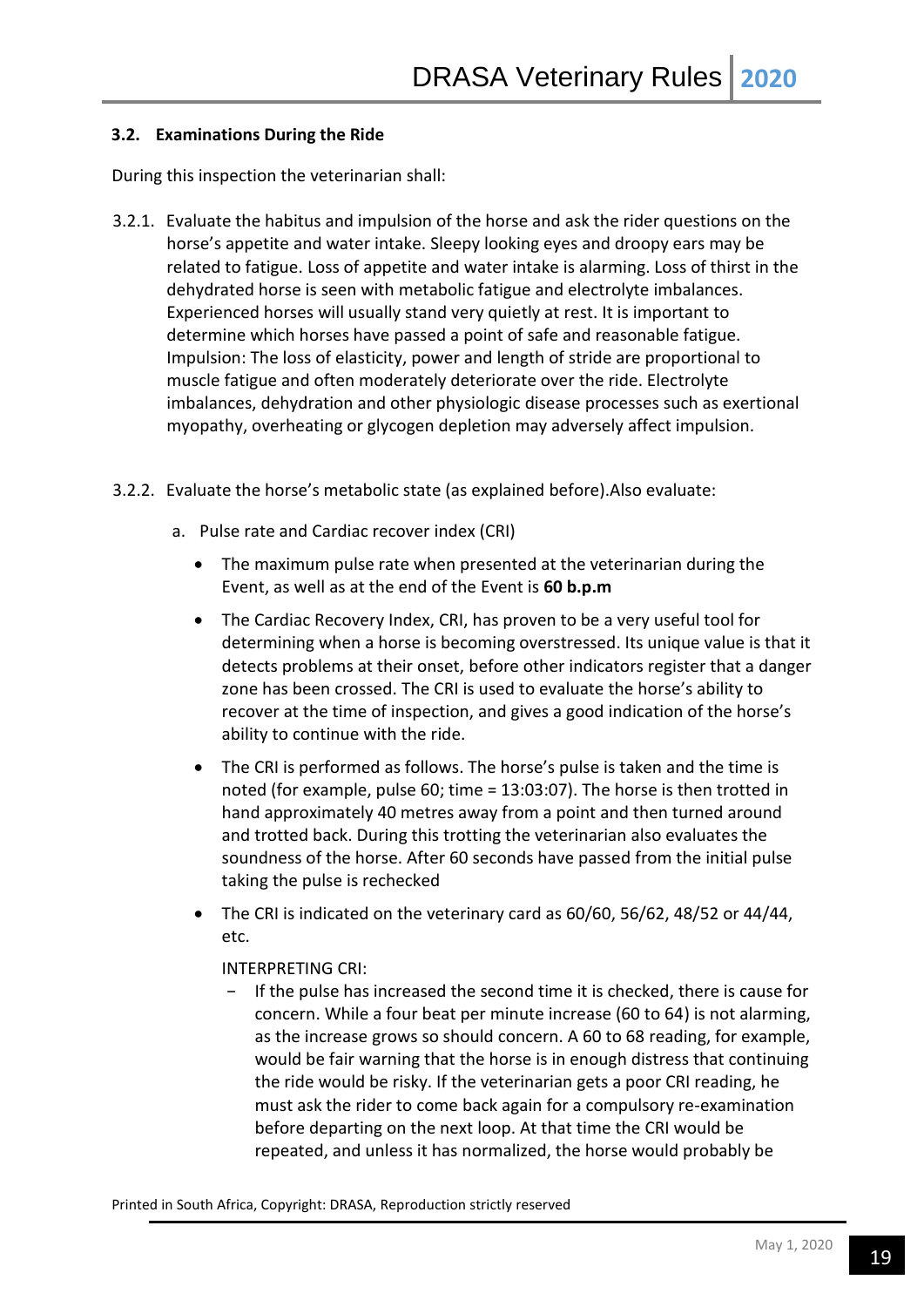### 3.2. Examinations During the Ride

During this inspection the veterinarian shall:

3.2.1. Evaluate the habitus and impulsion of the horse and ask the rider questions on the horse's appetite and water intake. Sleepy looking eyes and droopy ears may be related to fatigue. Loss of appetite and water intake is alarming. Loss of thirst in the dehydrated horse is seen with metabolic fatigue and electrolyte imbalances. Experienced horses will usually stand very quietly at rest. It is important to determine which horses have passed a point of safe and reasonable fatigue. Impulsion: The loss of elasticity, power and length of stride are proportional to muscle fatigue and often moderately deteriorate over the ride. Electrolyte imbalances, dehydration and other physiologic disease processes such as exertional myopathy, overheating or glycogen depletion may adversely affect impulsion.

3.2.2. Evaluate the horse's metabolic state (as explained before).Also evaluate:

a. Pulse rate and Cardiac recover index (CRI)

- The maximum pulse rate when presented at the veterinarian during the Event, as well as at the end of the Event is **60 b.p.m**
- The Cardiac Recovery Index, CRI, has proven to be a very useful tool for determining when a horse is becoming overstressed. Its unique value is that it detects problems at their onset, before other indicators register that a danger zone has been crossed. The CRI is used to evaluate the horse's ability to recover at the time of inspection, and gives a good indication of the horse's ability to continue with the ride.
- The CRI is performed as follows. The horse's pulse is taken and the time is noted (for example, pulse 60; time = 13:03:07). The horse is then trotted in hand approximately 40 metres away from a point and then turned around and trotted back. During this trotting the veterinarian also evaluates the soundness of the horse. After 60 seconds have passed from the initial pulse taking the pulse is rechecked
- The CRI is indicated on the veterinary card as 60/60, 56/62, 48/52 or 44/44, etc.

  INTERPRETING CRI:

  - If the pulse has increased the second time it is checked, there is cause for concern. While a four beat per minute increase (60 to 64) is not alarming, as the increase grows so should concern. A 60 to 68 reading, for example, would be fair warning that the horse is in enough distress that continuing the ride would be risky. If the veterinarian gets a poor CRI reading, he must ask the rider to come back again for a compulsory re-examination before departing on the next loop. At that time the CRI would be repeated, and unless it has normalized, the horse would probably be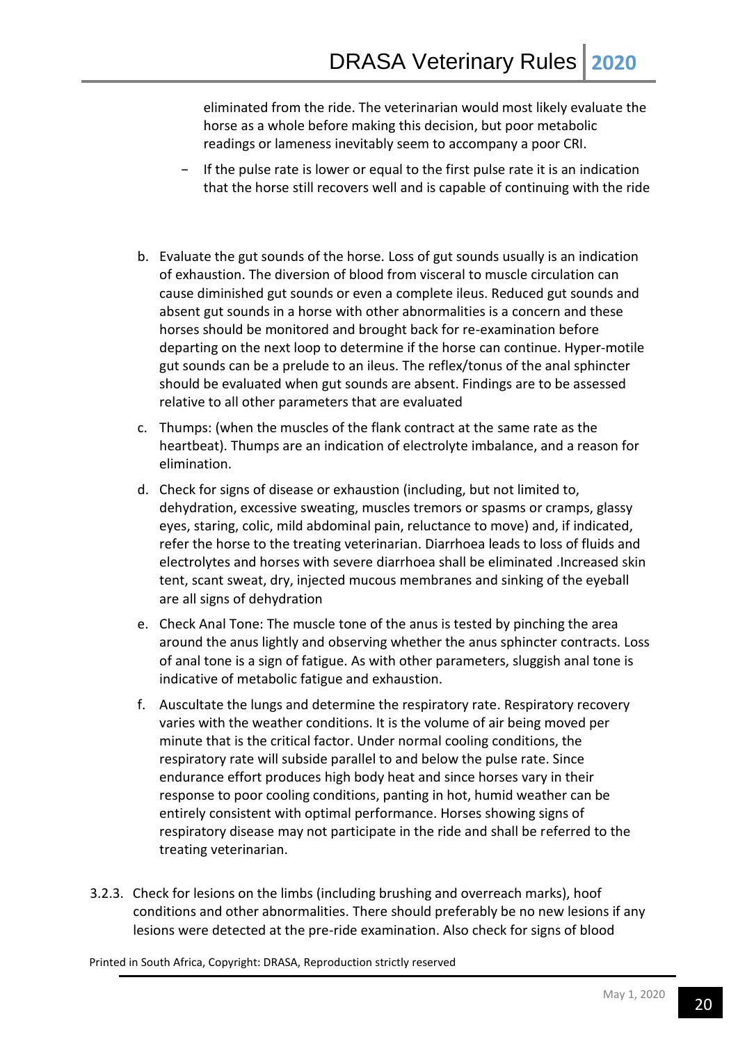eliminated from the ride. The veterinarian would most likely evaluate the horse as a whole before making this decision, but poor metabolic readings or lameness inevitably seem to accompany a poor CRI.

- If the pulse rate is lower or equal to the first pulse rate it is an indication that the horse still recovers well and is capable of continuing with the ride

b. Evaluate the gut sounds of the horse. Loss of gut sounds usually is an indication of exhaustion. The diversion of blood from visceral to muscle circulation can cause diminished gut sounds or even a complete ileus. Reduced gut sounds and absent gut sounds in a horse with other abnormalities is a concern and these horses should be monitored and brought back for re-examination before departing on the next loop to determine if the horse can continue. Hyper-motile gut sounds can be a prelude to an ileus. The reflex/tonus of the anal sphincter should be evaluated when gut sounds are absent. Findings are to be assessed relative to all other parameters that are evaluated

c. Thumps: (when the muscles of the flank contract at the same rate as the heartbeat). Thumps are an indication of electrolyte imbalance, and a reason for elimination.

d. Check for signs of disease or exhaustion (including, but not limited to, dehydration, excessive sweating, muscles tremors or spasms or cramps, glassy eyes, staring, colic, mild abdominal pain, reluctance to move) and, if indicated, refer the horse to the treating veterinarian. Diarrhoea leads to loss of fluids and electrolytes and horses with severe diarrhoea shall be eliminated .Increased skin tent, scant sweat, dry, injected mucous membranes and sinking of the eyeball are all signs of dehydration

e. Check Anal Tone: The muscle tone of the anus is tested by pinching the area around the anus lightly and observing whether the anus sphincter contracts. Loss of anal tone is a sign of fatigue. As with other parameters, sluggish anal tone is indicative of metabolic fatigue and exhaustion.

f. Auscultate the lungs and determine the respiratory rate. Respiratory recovery varies with the weather conditions. It is the volume of air being moved per minute that is the critical factor. Under normal cooling conditions, the respiratory rate will subside parallel to and below the pulse rate. Since endurance effort produces high body heat and since horses vary in their response to poor cooling conditions, panting in hot, humid weather can be entirely consistent with optimal performance. Horses showing signs of respiratory disease may not participate in the ride and shall be referred to the treating veterinarian.

3.2.3. Check for lesions on the limbs (including brushing and overreach marks), hoof conditions and other abnormalities. There should preferably be no new lesions if any lesions were detected at the pre-ride examination. Also check for signs of blood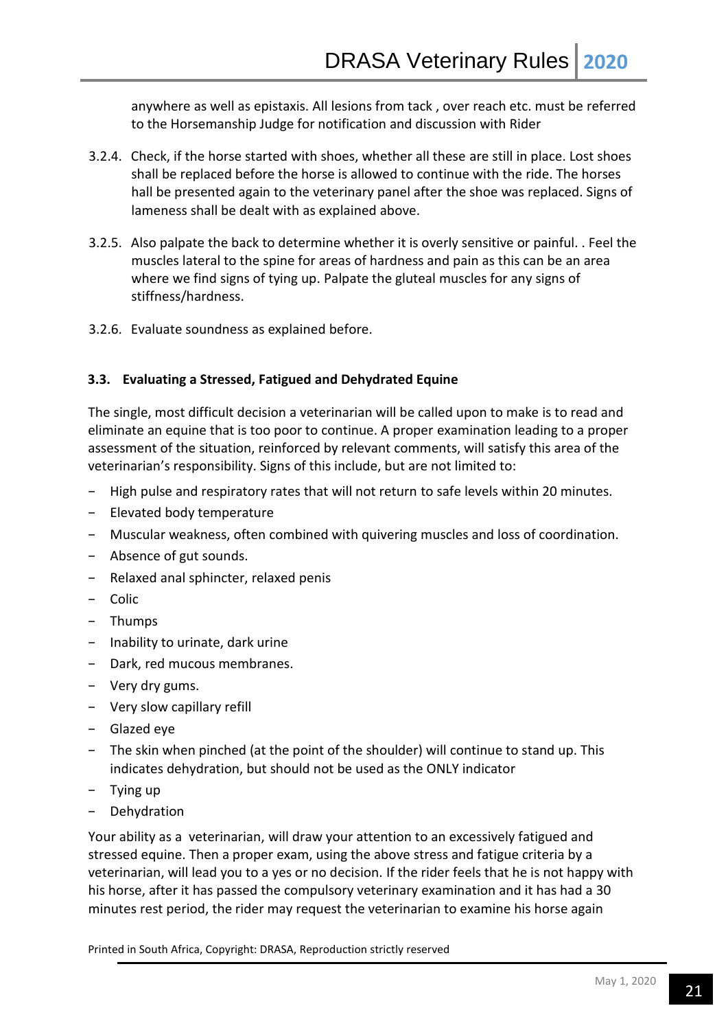anywhere as well as epistaxis. All lesions from tack , over reach etc. must be referred to the Horsemanship Judge for notification and discussion with Rider

3.2.4. Check, if the horse started with shoes, whether all these are still in place. Lost shoes shall be replaced before the horse is allowed to continue with the ride. The horses hall be presented again to the veterinary panel after the shoe was replaced. Signs of lameness shall be dealt with as explained above.

3.2.5. Also palpate the back to determine whether it is overly sensitive or painful. . Feel the muscles lateral to the spine for areas of hardness and pain as this can be an area where we find signs of tying up. Palpate the gluteal muscles for any signs of stiffness/hardness.

3.2.6. Evaluate soundness as explained before.

### 3.3. Evaluating a Stressed, Fatigued and Dehydrated Equine

The single, most difficult decision a veterinarian will be called upon to make is to read and eliminate an equine that is too poor to continue. A proper examination leading to a proper assessment of the situation, reinforced by relevant comments, will satisfy this area of the veterinarian's responsibility. Signs of this include, but are not limited to:

- High pulse and respiratory rates that will not return to safe levels within 20 minutes.
- Elevated body temperature
- Muscular weakness, often combined with quivering muscles and loss of coordination.
- Absence of gut sounds.
- Relaxed anal sphincter, relaxed penis
- Colic
- Thumps
- Inability to urinate, dark urine
- Dark, red mucous membranes.
- Very dry gums.
- Very slow capillary refill
- Glazed eye
- The skin when pinched (at the point of the shoulder) will continue to stand up. This indicates dehydration, but should not be used as the ONLY indicator
- Tying up
- Dehydration

Your ability as a veterinarian, will draw your attention to an excessively fatigued and stressed equine. Then a proper exam, using the above stress and fatigue criteria by a veterinarian, will lead you to a yes or no decision. If the rider feels that he is not happy with his horse, after it has passed the compulsory veterinary examination and it has had a 30 minutes rest period, the rider may request the veterinarian to examine his horse again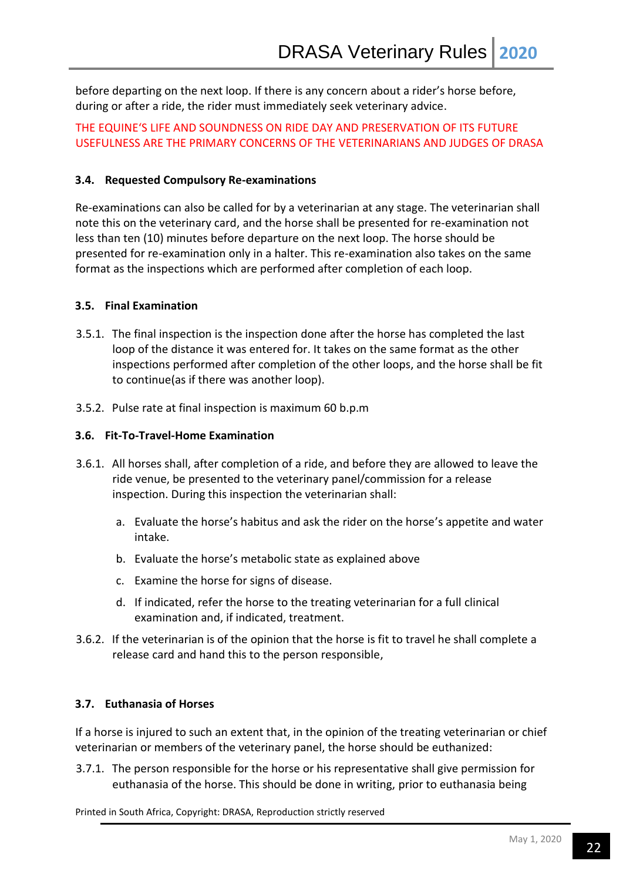before departing on the next loop. If there is any concern about a rider's horse before, during or after a ride, the rider must immediately seek veterinary advice.

THE EQUINE'S LIFE AND SOUNDNESS ON RIDE DAY AND PRESERVATION OF ITS FUTURE USEFULNESS ARE THE PRIMARY CONCERNS OF THE VETERINARIANS AND JUDGES OF DRASA

### 3.4. Requested Compulsory Re-examinations

Re-examinations can also be called for by a veterinarian at any stage. The veterinarian shall note this on the veterinary card, and the horse shall be presented for re-examination not less than ten (10) minutes before departure on the next loop. The horse should be presented for re-examination only in a halter. This re-examination also takes on the same format as the inspections which are performed after completion of each loop.

### 3.5. Final Examination

3.5.1. The final inspection is the inspection done after the horse has completed the last loop of the distance it was entered for. It takes on the same format as the other inspections performed after completion of the other loops, and the horse shall be fit to continue(as if there was another loop).

3.5.2. Pulse rate at final inspection is maximum 60 b.p.m

### 3.6. Fit-To-Travel-Home Examination

3.6.1. All horses shall, after completion of a ride, and before they are allowed to leave the ride venue, be presented to the veterinary panel/commission for a release inspection. During this inspection the veterinarian shall:

a. Evaluate the horse's habitus and ask the rider on the horse's appetite and water intake.

b. Evaluate the horse's metabolic state as explained above

c. Examine the horse for signs of disease.

d. If indicated, refer the horse to the treating veterinarian for a full clinical examination and, if indicated, treatment.

3.6.2. If the veterinarian is of the opinion that the horse is fit to travel he shall complete a release card and hand this to the person responsible,

### 3.7. Euthanasia of Horses

If a horse is injured to such an extent that, in the opinion of the treating veterinarian or chief veterinarian or members of the veterinary panel, the horse should be euthanized:

3.7.1. The person responsible for the horse or his representative shall give permission for euthanasia of the horse. This should be done in writing, prior to euthanasia being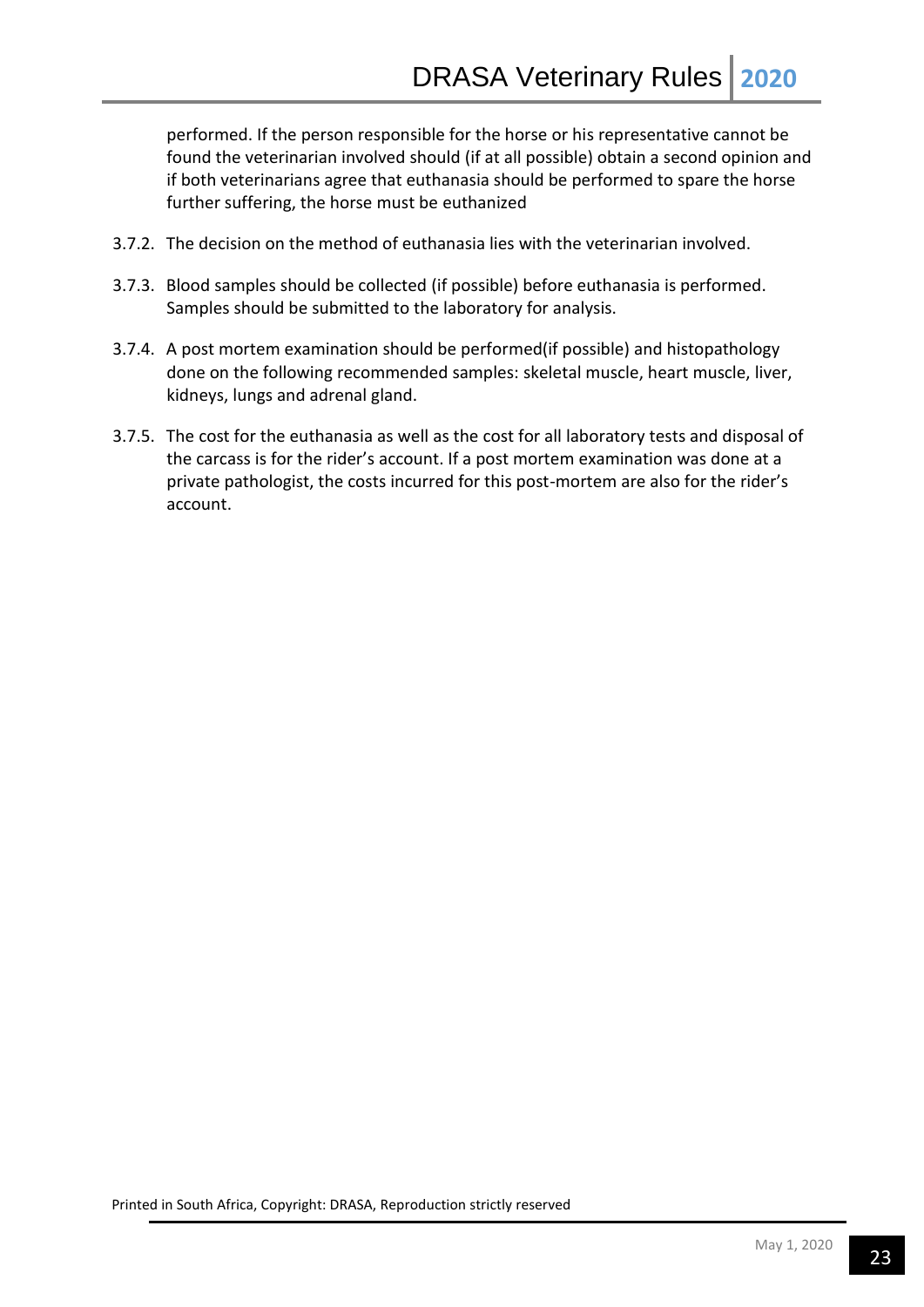performed. If the person responsible for the horse or his representative cannot be found the veterinarian involved should (if at all possible) obtain a second opinion and if both veterinarians agree that euthanasia should be performed to spare the horse further suffering, the horse must be euthanized

3.7.2. The decision on the method of euthanasia lies with the veterinarian involved.

3.7.3. Blood samples should be collected (if possible) before euthanasia is performed. Samples should be submitted to the laboratory for analysis.

3.7.4. A post mortem examination should be performed(if possible) and histopathology done on the following recommended samples: skeletal muscle, heart muscle, liver, kidneys, lungs and adrenal gland.

3.7.5. The cost for the euthanasia as well as the cost for all laboratory tests and disposal of the carcass is for the rider's account. If a post mortem examination was done at a private pathologist, the costs incurred for this post-mortem are also for the rider's account.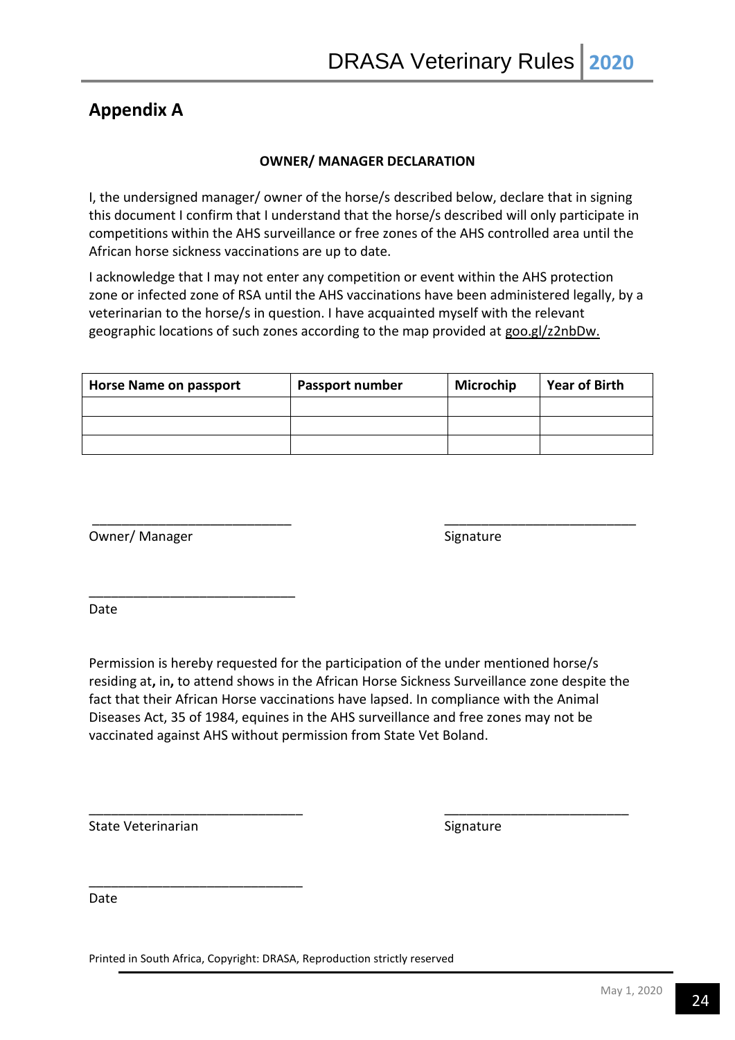## Appendix A

**OWNER/ MANAGER DECLARATION**

I, the undersigned manager/ owner of the horse/s described below, declare that in signing this document I confirm that I understand that the horse/s described will only participate in competitions within the AHS surveillance or free zones of the AHS controlled area until the African horse sickness vaccinations are up to date.

I acknowledge that I may not enter any competition or event within the AHS protection zone or infected zone of RSA until the AHS vaccinations have been administered legally, by a veterinarian to the horse/s in question. I have acquainted myself with the relevant geographic locations of such zones according to the map provided at goo.gl/z2nbDw.

| Horse Name on passport | Passport number | Microchip | Year of Birth |
|---|---|---|---|
| | | | |
| | | | |
| | | | |

___________________________ ___________________________

Owner/ Manager Signature

___________________________

Date

Permission is hereby requested for the participation of the under mentioned horse/s residing at**,** in**,** to attend shows in the African Horse Sickness Surveillance zone despite the fact that their African Horse vaccinations have lapsed. In compliance with the Animal Diseases Act, 35 of 1984, equines in the AHS surveillance and free zones may not be vaccinated against AHS without permission from State Vet Boland.

___________________________ ___________________________

State Veterinarian Signature

___________________________

Date

Printed in South Africa, Copyright: DRASA, Reproduction strictly reserved